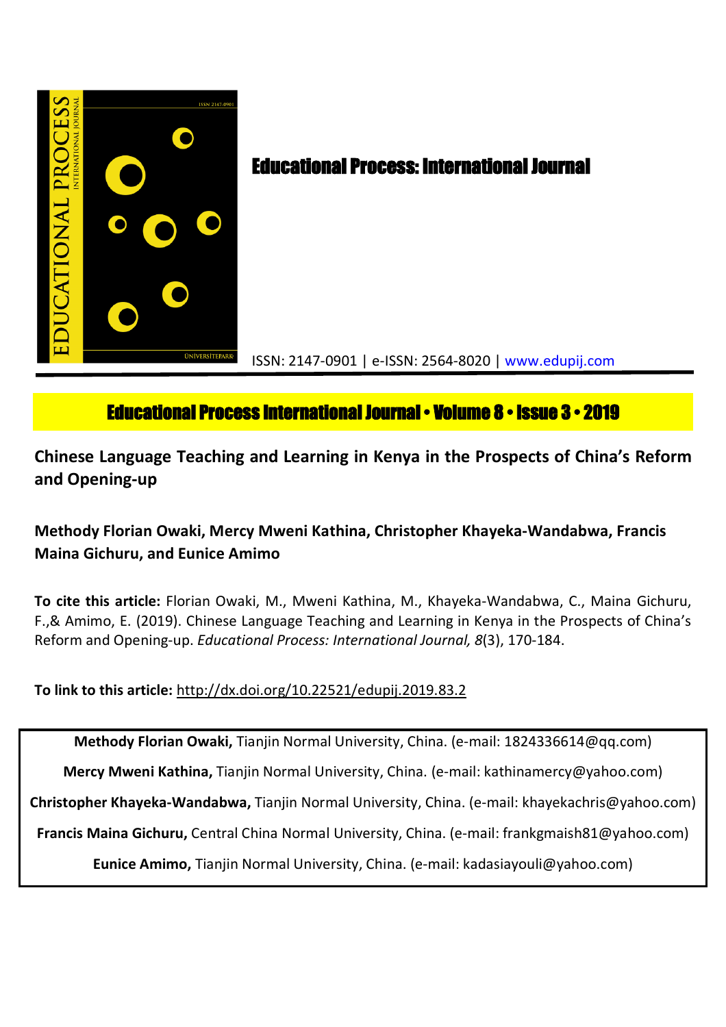# Educational Process: International Journal

ISSN: 2147-0901 | e-ISSN: 2564-8020 | www.edupij.com

**Educational Process International Journal • Volume 8 • Issue 3 • 2019**

## Chinese Language Teaching and Learning in Kenya in the Prospects of China's Reform and Opening-up

**Methody Florian Owaki, Mercy Mweni Kathina, Christopher Khayeka-Wandabwa, Francis Maina Gichuru, and Eunice Amimo**

**To cite this article:** Florian Owaki, M., Mweni Kathina, M., Khayeka-Wandabwa, C., Maina Gichuru, F.,& Amimo, E. (2019). Chinese Language Teaching and Learning in Kenya in the Prospects of China's Reform and Opening-up. *Educational Process: International Journal, 8*(3), 170-184.

**To link to this article:** http://dx.doi.org/10.22521/edupij.2019.83.2

**Methody Florian Owaki,** Tianjin Normal University, China. (e-mail: 1824336614@qq.com)

**Mercy Mweni Kathina,** Tianjin Normal University, China. (e-mail: kathinamercy@yahoo.com)

**Christopher Khayeka-Wandabwa,** Tianjin Normal University, China. (e-mail: khayekachris@yahoo.com)

**Francis Maina Gichuru,** Central China Normal University, China. (e-mail: frankgmaish81@yahoo.com)

**Eunice Amimo,** Tianjin Normal University, China. (e-mail: kadasiayouli@yahoo.com)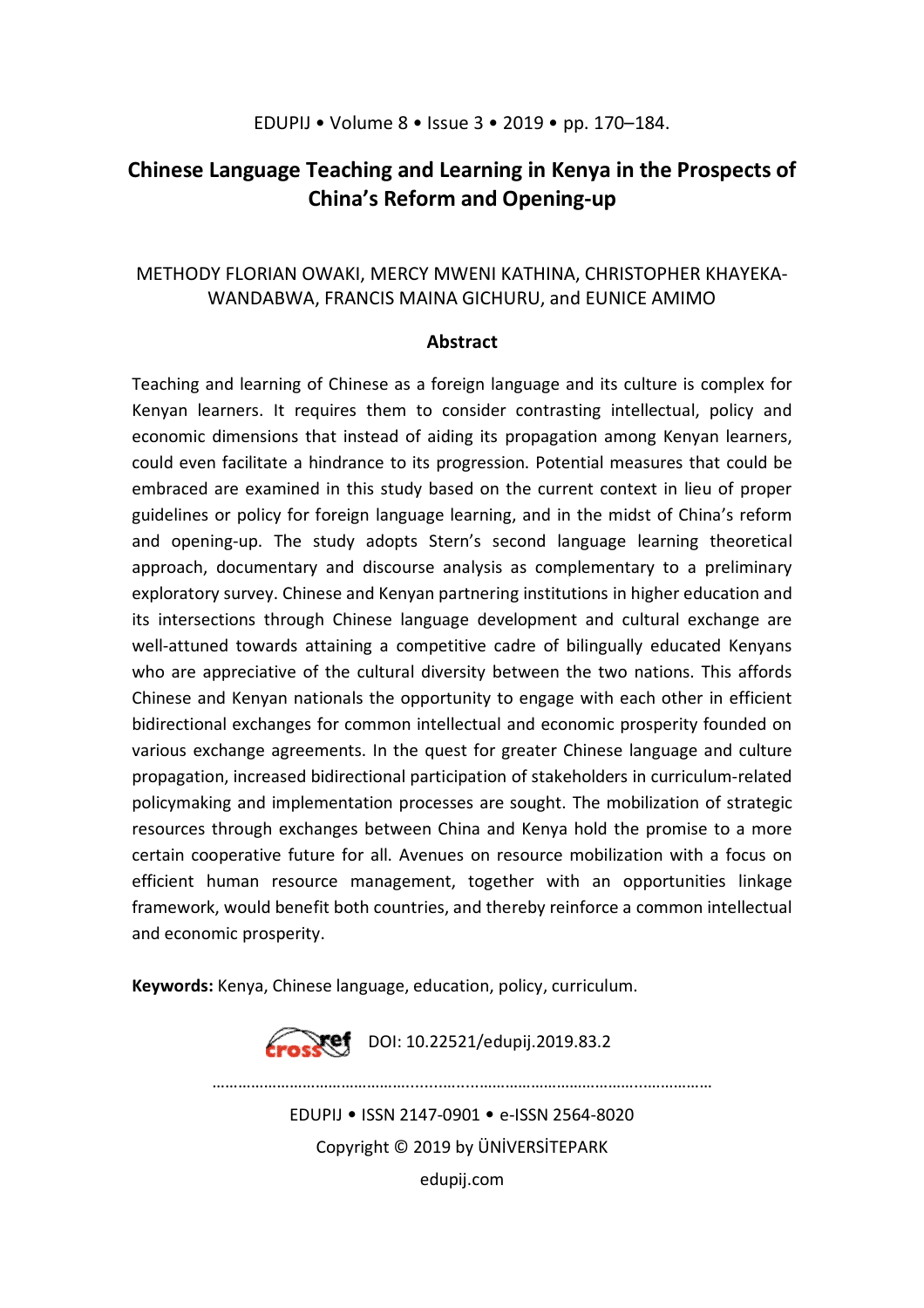# Chinese Language Teaching and Learning in Kenya in the Prospects of China's Reform and Opening-up

METHODY FLORIAN OWAKI, MERCY MWENI KATHINA, CHRISTOPHER KHAYEKA-WANDABWA, FRANCIS MAINA GICHURU, and EUNICE AMIMO

## Abstract

Teaching and learning of Chinese as a foreign language and its culture is complex for Kenyan learners. It requires them to consider contrasting intellectual, policy and economic dimensions that instead of aiding its propagation among Kenyan learners, could even facilitate a hindrance to its progression. Potential measures that could be embraced are examined in this study based on the current context in lieu of proper guidelines or policy for foreign language learning, and in the midst of China's reform and opening-up. The study adopts Stern's second language learning theoretical approach, documentary and discourse analysis as complementary to a preliminary exploratory survey. Chinese and Kenyan partnering institutions in higher education and its intersections through Chinese language development and cultural exchange are well-attuned towards attaining a competitive cadre of bilingually educated Kenyans who are appreciative of the cultural diversity between the two nations. This affords Chinese and Kenyan nationals the opportunity to engage with each other in efficient bidirectional exchanges for common intellectual and economic prosperity founded on various exchange agreements. In the quest for greater Chinese language and culture propagation, increased bidirectional participation of stakeholders in curriculum-related policymaking and implementation processes are sought. The mobilization of strategic resources through exchanges between China and Kenya hold the promise to a more certain cooperative future for all. Avenues on resource mobilization with a focus on efficient human resource management, together with an opportunities linkage framework, would benefit both countries, and thereby reinforce a common intellectual and economic prosperity.

**Keywords:** Kenya, Chinese language, education, policy, curriculum.

DOI: 10.22521/edupij.2019.83.2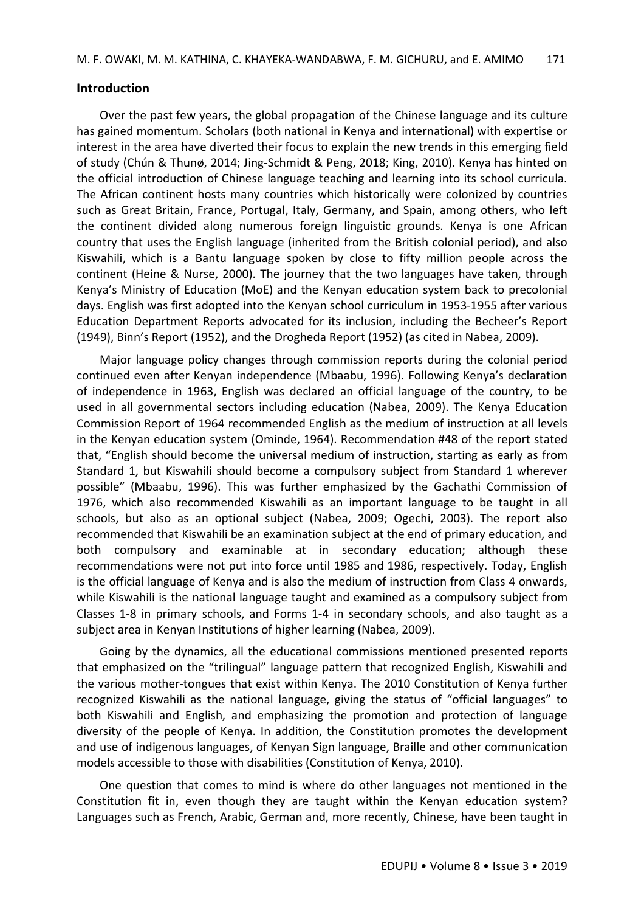## Introduction

Over the past few years, the global propagation of the Chinese language and its culture has gained momentum. Scholars (both national in Kenya and international) with expertise or interest in the area have diverted their focus to explain the new trends in this emerging field of study (Chún & Thunø, 2014; Jing-Schmidt & Peng, 2018; King, 2010). Kenya has hinted on the official introduction of Chinese language teaching and learning into its school curricula. The African continent hosts many countries which historically were colonized by countries such as Great Britain, France, Portugal, Italy, Germany, and Spain, among others, who left the continent divided along numerous foreign linguistic grounds. Kenya is one African country that uses the English language (inherited from the British colonial period), and also Kiswahili, which is a Bantu language spoken by close to fifty million people across the continent (Heine & Nurse, 2000). The journey that the two languages have taken, through Kenya's Ministry of Education (MoE) and the Kenyan education system back to precolonial days. English was first adopted into the Kenyan school curriculum in 1953-1955 after various Education Department Reports advocated for its inclusion, including the Becheer's Report (1949), Binn's Report (1952), and the Drogheda Report (1952) (as cited in Nabea, 2009).

Major language policy changes through commission reports during the colonial period continued even after Kenyan independence (Mbaabu, 1996). Following Kenya's declaration of independence in 1963, English was declared an official language of the country, to be used in all governmental sectors including education (Nabea, 2009). The Kenya Education Commission Report of 1964 recommended English as the medium of instruction at all levels in the Kenyan education system (Ominde, 1964). Recommendation #48 of the report stated that, "English should become the universal medium of instruction, starting as early as from Standard 1, but Kiswahili should become a compulsory subject from Standard 1 wherever possible" (Mbaabu, 1996). This was further emphasized by the Gachathi Commission of 1976, which also recommended Kiswahili as an important language to be taught in all schools, but also as an optional subject (Nabea, 2009; Ogechi, 2003). The report also recommended that Kiswahili be an examination subject at the end of primary education, and both compulsory and examinable at in secondary education; although these recommendations were not put into force until 1985 and 1986, respectively. Today, English is the official language of Kenya and is also the medium of instruction from Class 4 onwards, while Kiswahili is the national language taught and examined as a compulsory subject from Classes 1-8 in primary schools, and Forms 1-4 in secondary schools, and also taught as a subject area in Kenyan Institutions of higher learning (Nabea, 2009).

Going by the dynamics, all the educational commissions mentioned presented reports that emphasized on the "trilingual" language pattern that recognized English, Kiswahili and the various mother-tongues that exist within Kenya. The 2010 Constitution of Kenya further recognized Kiswahili as the national language, giving the status of "official languages" to both Kiswahili and English, and emphasizing the promotion and protection of language diversity of the people of Kenya. In addition, the Constitution promotes the development and use of indigenous languages, of Kenyan Sign language, Braille and other communication models accessible to those with disabilities (Constitution of Kenya, 2010).

One question that comes to mind is where do other languages not mentioned in the Constitution fit in, even though they are taught within the Kenyan education system? Languages such as French, Arabic, German and, more recently, Chinese, have been taught in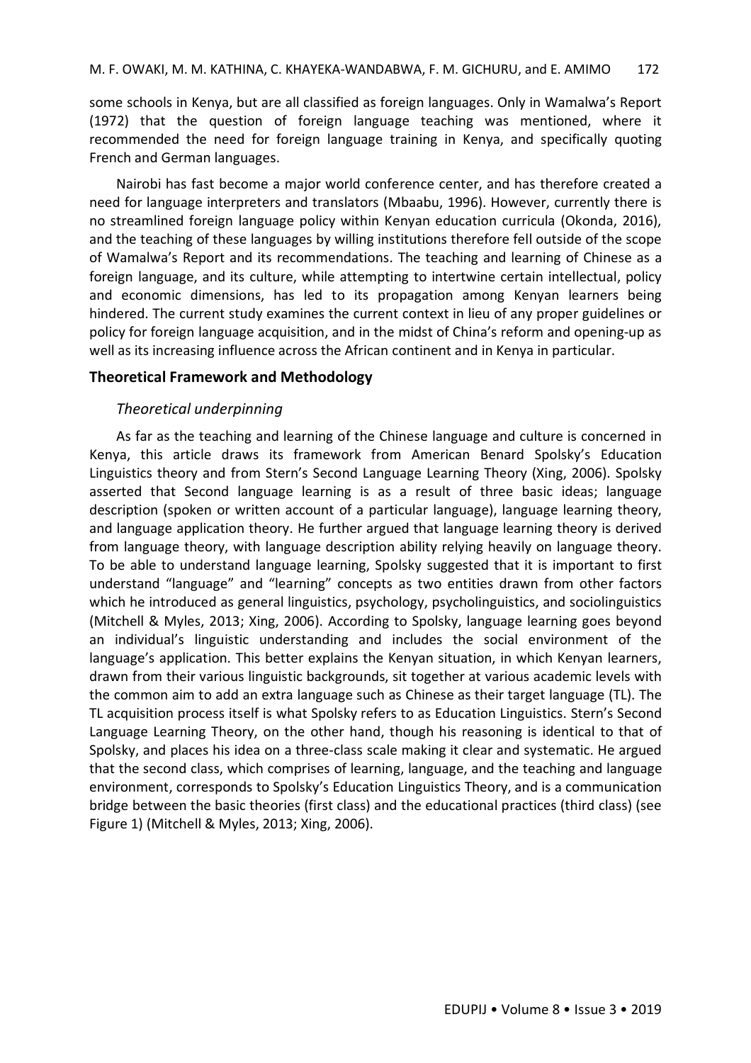some schools in Kenya, but are all classified as foreign languages. Only in Wamalwa's Report (1972) that the question of foreign language teaching was mentioned, where it recommended the need for foreign language training in Kenya, and specifically quoting French and German languages.

Nairobi has fast become a major world conference center, and has therefore created a need for language interpreters and translators (Mbaabu, 1996). However, currently there is no streamlined foreign language policy within Kenyan education curricula (Okonda, 2016), and the teaching of these languages by willing institutions therefore fell outside of the scope of Wamalwa's Report and its recommendations. The teaching and learning of Chinese as a foreign language, and its culture, while attempting to intertwine certain intellectual, policy and economic dimensions, has led to its propagation among Kenyan learners being hindered. The current study examines the current context in lieu of any proper guidelines or policy for foreign language acquisition, and in the midst of China's reform and opening-up as well as its increasing influence across the African continent and in Kenya in particular.

## Theoretical Framework and Methodology

### *Theoretical underpinning*

As far as the teaching and learning of the Chinese language and culture is concerned in Kenya, this article draws its framework from American Benard Spolsky's Education Linguistics theory and from Stern's Second Language Learning Theory (Xing, 2006). Spolsky asserted that Second language learning is as a result of three basic ideas; language description (spoken or written account of a particular language), language learning theory, and language application theory. He further argued that language learning theory is derived from language theory, with language description ability relying heavily on language theory. To be able to understand language learning, Spolsky suggested that it is important to first understand "language" and "learning" concepts as two entities drawn from other factors which he introduced as general linguistics, psychology, psycholinguistics, and sociolinguistics (Mitchell & Myles, 2013; Xing, 2006). According to Spolsky, language learning goes beyond an individual's linguistic understanding and includes the social environment of the language's application. This better explains the Kenyan situation, in which Kenyan learners, drawn from their various linguistic backgrounds, sit together at various academic levels with the common aim to add an extra language such as Chinese as their target language (TL). The TL acquisition process itself is what Spolsky refers to as Education Linguistics. Stern's Second Language Learning Theory, on the other hand, though his reasoning is identical to that of Spolsky, and places his idea on a three-class scale making it clear and systematic. He argued that the second class, which comprises of learning, language, and the teaching and language environment, corresponds to Spolsky's Education Linguistics Theory, and is a communication bridge between the basic theories (first class) and the educational practices (third class) (see Figure 1) (Mitchell & Myles, 2013; Xing, 2006).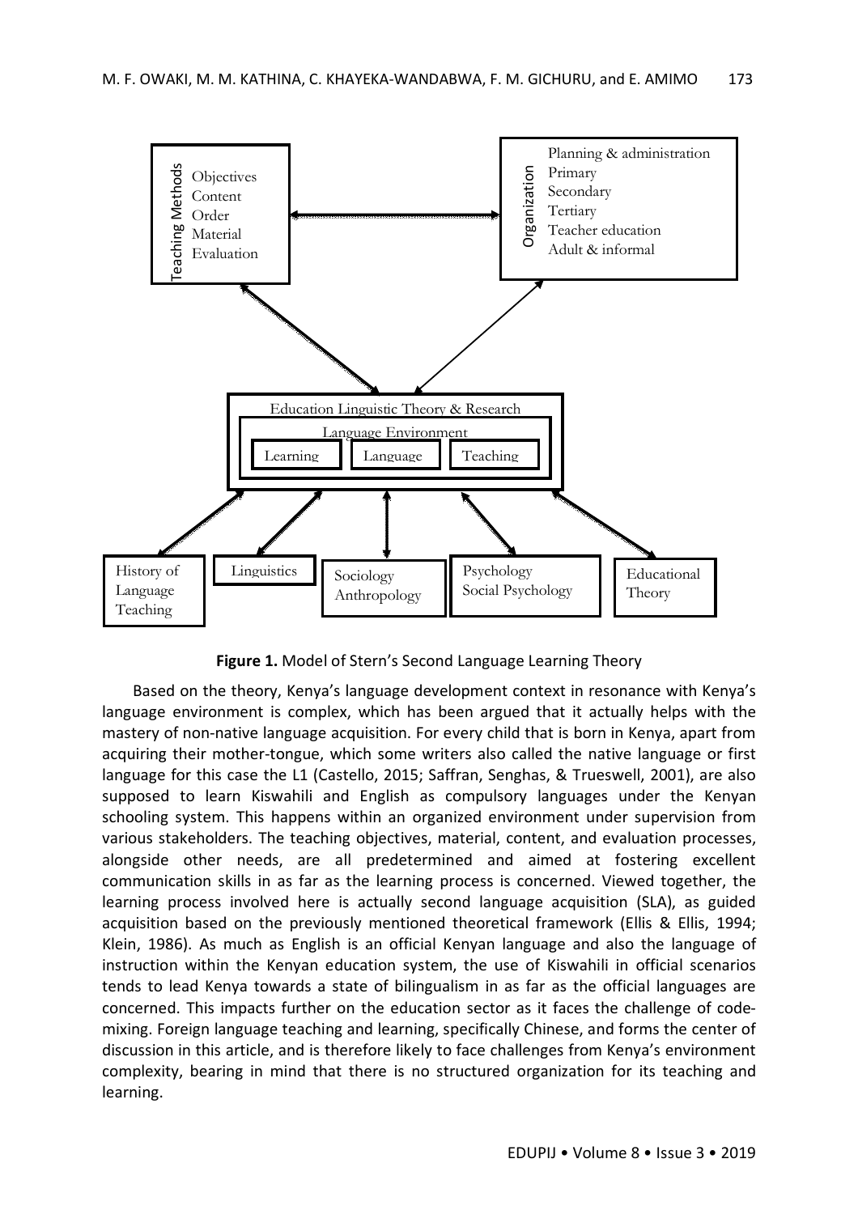**Figure 1.** Model of Stern's Second Language Learning Theory

Based on the theory, Kenya's language development context in resonance with Kenya's language environment is complex, which has been argued that it actually helps with the mastery of non-native language acquisition. For every child that is born in Kenya, apart from acquiring their mother-tongue, which some writers also called the native language or first language for this case the L1 (Castello, 2015; Saffran, Senghas, & Trueswell, 2001), are also supposed to learn Kiswahili and English as compulsory languages under the Kenyan schooling system. This happens within an organized environment under supervision from various stakeholders. The teaching objectives, material, content, and evaluation processes, alongside other needs, are all predetermined and aimed at fostering excellent communication skills in as far as the learning process is concerned. Viewed together, the learning process involved here is actually second language acquisition (SLA), as guided acquisition based on the previously mentioned theoretical framework (Ellis & Ellis, 1994; Klein, 1986). As much as English is an official Kenyan language and also the language of instruction within the Kenyan education system, the use of Kiswahili in official scenarios tends to lead Kenya towards a state of bilingualism in as far as the official languages are concerned. This impacts further on the education sector as it faces the challenge of code-mixing. Foreign language teaching and learning, specifically Chinese, and forms the center of discussion in this article, and is therefore likely to face challenges from Kenya's environment complexity, bearing in mind that there is no structured organization for its teaching and learning.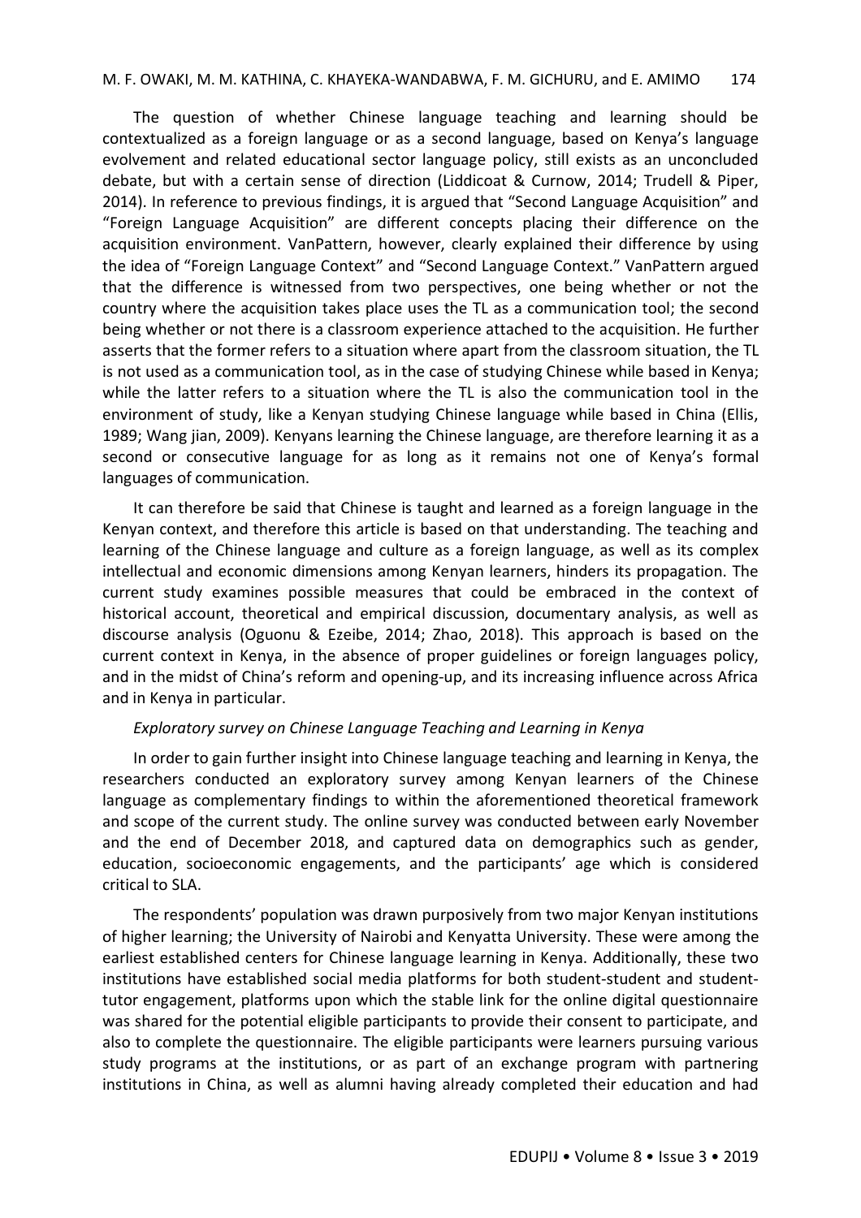The question of whether Chinese language teaching and learning should be contextualized as a foreign language or as a second language, based on Kenya's language evolvement and related educational sector language policy, still exists as an unconcluded debate, but with a certain sense of direction (Liddicoat & Curnow, 2014; Trudell & Piper, 2014). In reference to previous findings, it is argued that "Second Language Acquisition" and "Foreign Language Acquisition" are different concepts placing their difference on the acquisition environment. VanPattern, however, clearly explained their difference by using the idea of "Foreign Language Context" and "Second Language Context." VanPattern argued that the difference is witnessed from two perspectives, one being whether or not the country where the acquisition takes place uses the TL as a communication tool; the second being whether or not there is a classroom experience attached to the acquisition. He further asserts that the former refers to a situation where apart from the classroom situation, the TL is not used as a communication tool, as in the case of studying Chinese while based in Kenya; while the latter refers to a situation where the TL is also the communication tool in the environment of study, like a Kenyan studying Chinese language while based in China (Ellis, 1989; Wang jian, 2009). Kenyans learning the Chinese language, are therefore learning it as a second or consecutive language for as long as it remains not one of Kenya's formal languages of communication.

It can therefore be said that Chinese is taught and learned as a foreign language in the Kenyan context, and therefore this article is based on that understanding. The teaching and learning of the Chinese language and culture as a foreign language, as well as its complex intellectual and economic dimensions among Kenyan learners, hinders its propagation. The current study examines possible measures that could be embraced in the context of historical account, theoretical and empirical discussion, documentary analysis, as well as discourse analysis (Oguonu & Ezeibe, 2014; Zhao, 2018). This approach is based on the current context in Kenya, in the absence of proper guidelines or foreign languages policy, and in the midst of China's reform and opening-up, and its increasing influence across Africa and in Kenya in particular.

*Exploratory survey on Chinese Language Teaching and Learning in Kenya*

In order to gain further insight into Chinese language teaching and learning in Kenya, the researchers conducted an exploratory survey among Kenyan learners of the Chinese language as complementary findings to within the aforementioned theoretical framework and scope of the current study. The online survey was conducted between early November and the end of December 2018, and captured data on demographics such as gender, education, socioeconomic engagements, and the participants' age which is considered critical to SLA.

The respondents' population was drawn purposively from two major Kenyan institutions of higher learning; the University of Nairobi and Kenyatta University. These were among the earliest established centers for Chinese language learning in Kenya. Additionally, these two institutions have established social media platforms for both student-student and student-tutor engagement, platforms upon which the stable link for the online digital questionnaire was shared for the potential eligible participants to provide their consent to participate, and also to complete the questionnaire. The eligible participants were learners pursuing various study programs at the institutions, or as part of an exchange program with partnering institutions in China, as well as alumni having already completed their education and had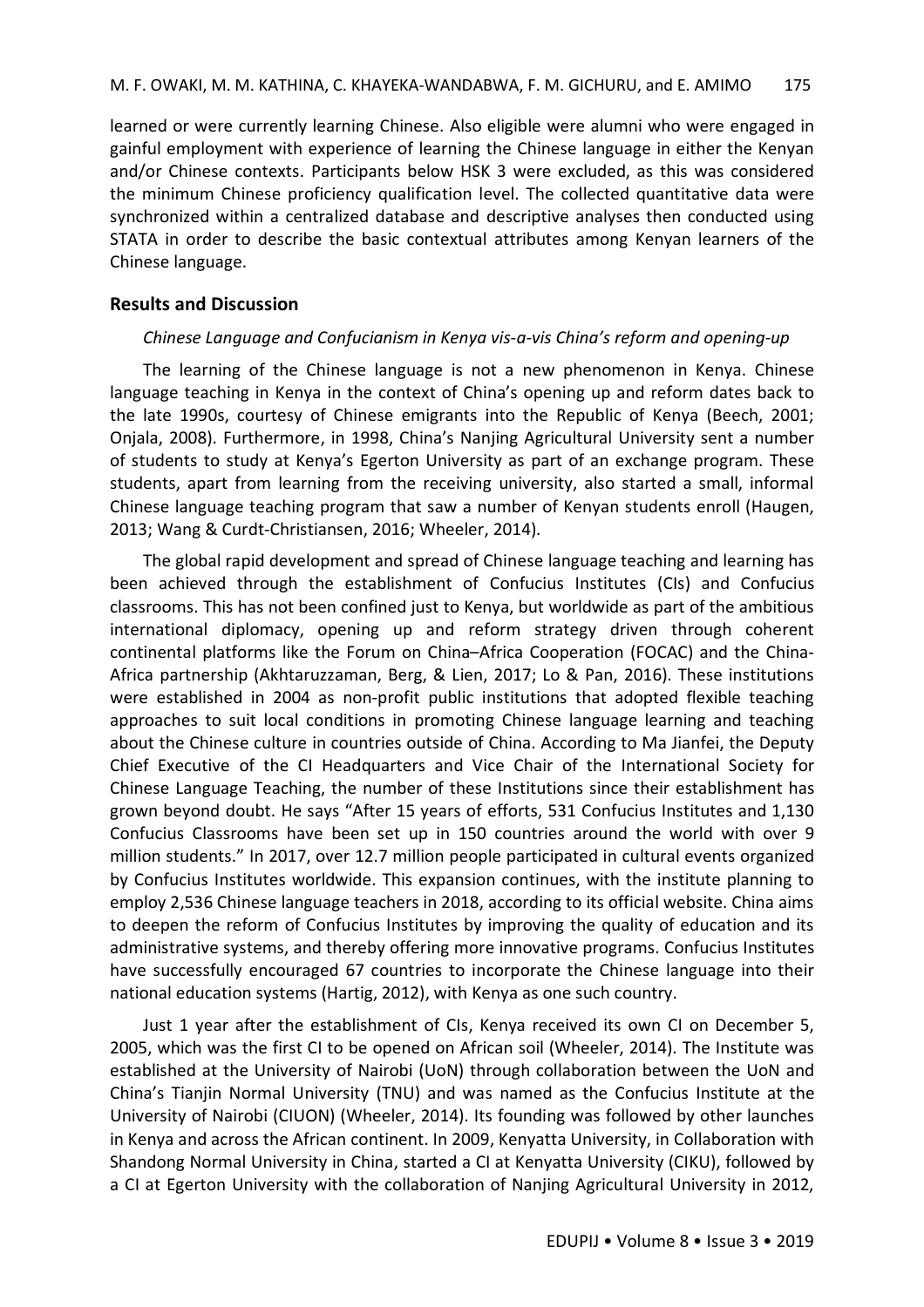learned or were currently learning Chinese. Also eligible were alumni who were engaged in gainful employment with experience of learning the Chinese language in either the Kenyan and/or Chinese contexts. Participants below HSK 3 were excluded, as this was considered the minimum Chinese proficiency qualification level. The collected quantitative data were synchronized within a centralized database and descriptive analyses then conducted using STATA in order to describe the basic contextual attributes among Kenyan learners of the Chinese language.

## Results and Discussion

### *Chinese Language and Confucianism in Kenya vis-a-vis China's reform and opening-up*

The learning of the Chinese language is not a new phenomenon in Kenya. Chinese language teaching in Kenya in the context of China's opening up and reform dates back to the late 1990s, courtesy of Chinese emigrants into the Republic of Kenya (Beech, 2001; Onjala, 2008). Furthermore, in 1998, China's Nanjing Agricultural University sent a number of students to study at Kenya's Egerton University as part of an exchange program. These students, apart from learning from the receiving university, also started a small, informal Chinese language teaching program that saw a number of Kenyan students enroll (Haugen, 2013; Wang & Curdt-Christiansen, 2016; Wheeler, 2014).

The global rapid development and spread of Chinese language teaching and learning has been achieved through the establishment of Confucius Institutes (CIs) and Confucius classrooms. This has not been confined just to Kenya, but worldwide as part of the ambitious international diplomacy, opening up and reform strategy driven through coherent continental platforms like the Forum on China–Africa Cooperation (FOCAC) and the China-Africa partnership (Akhtaruzzaman, Berg, & Lien, 2017; Lo & Pan, 2016). These institutions were established in 2004 as non-profit public institutions that adopted flexible teaching approaches to suit local conditions in promoting Chinese language learning and teaching about the Chinese culture in countries outside of China. According to Ma Jianfei, the Deputy Chief Executive of the CI Headquarters and Vice Chair of the International Society for Chinese Language Teaching, the number of these Institutions since their establishment has grown beyond doubt. He says "After 15 years of efforts, 531 Confucius Institutes and 1,130 Confucius Classrooms have been set up in 150 countries around the world with over 9 million students." In 2017, over 12.7 million people participated in cultural events organized by Confucius Institutes worldwide. This expansion continues, with the institute planning to employ 2,536 Chinese language teachers in 2018, according to its official website. China aims to deepen the reform of Confucius Institutes by improving the quality of education and its administrative systems, and thereby offering more innovative programs. Confucius Institutes have successfully encouraged 67 countries to incorporate the Chinese language into their national education systems (Hartig, 2012), with Kenya as one such country.

Just 1 year after the establishment of CIs, Kenya received its own CI on December 5, 2005, which was the first CI to be opened on African soil (Wheeler, 2014). The Institute was established at the University of Nairobi (UoN) through collaboration between the UoN and China's Tianjin Normal University (TNU) and was named as the Confucius Institute at the University of Nairobi (CIUON) (Wheeler, 2014). Its founding was followed by other launches in Kenya and across the African continent. In 2009, Kenyatta University, in Collaboration with Shandong Normal University in China, started a CI at Kenyatta University (CIKU), followed by a CI at Egerton University with the collaboration of Nanjing Agricultural University in 2012,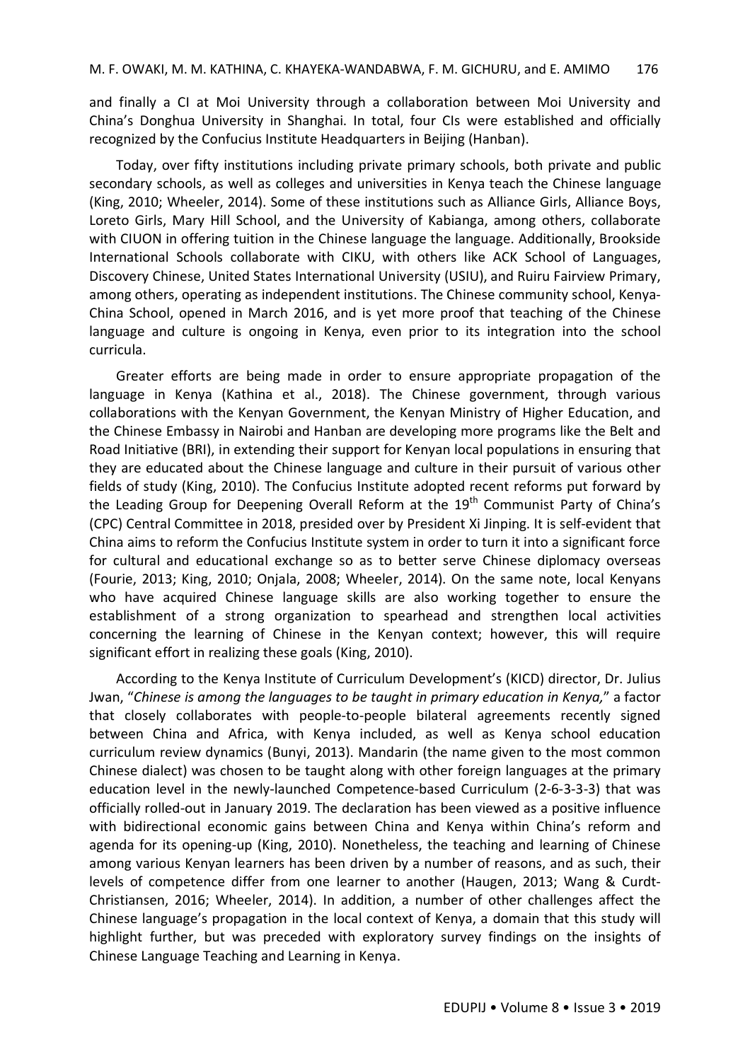and finally a CI at Moi University through a collaboration between Moi University and China's Donghua University in Shanghai. In total, four CIs were established and officially recognized by the Confucius Institute Headquarters in Beijing (Hanban).

Today, over fifty institutions including private primary schools, both private and public secondary schools, as well as colleges and universities in Kenya teach the Chinese language (King, 2010; Wheeler, 2014). Some of these institutions such as Alliance Girls, Alliance Boys, Loreto Girls, Mary Hill School, and the University of Kabianga, among others, collaborate with CIUON in offering tuition in the Chinese language the language. Additionally, Brookside International Schools collaborate with CIKU, with others like ACK School of Languages, Discovery Chinese, United States International University (USIU), and Ruiru Fairview Primary, among others, operating as independent institutions. The Chinese community school, Kenya-China School, opened in March 2016, and is yet more proof that teaching of the Chinese language and culture is ongoing in Kenya, even prior to its integration into the school curricula.

Greater efforts are being made in order to ensure appropriate propagation of the language in Kenya (Kathina et al., 2018). The Chinese government, through various collaborations with the Kenyan Government, the Kenyan Ministry of Higher Education, and the Chinese Embassy in Nairobi and Hanban are developing more programs like the Belt and Road Initiative (BRI), in extending their support for Kenyan local populations in ensuring that they are educated about the Chinese language and culture in their pursuit of various other fields of study (King, 2010). The Confucius Institute adopted recent reforms put forward by the Leading Group for Deepening Overall Reform at the 19th Communist Party of China's (CPC) Central Committee in 2018, presided over by President Xi Jinping. It is self-evident that China aims to reform the Confucius Institute system in order to turn it into a significant force for cultural and educational exchange so as to better serve Chinese diplomacy overseas (Fourie, 2013; King, 2010; Onjala, 2008; Wheeler, 2014). On the same note, local Kenyans who have acquired Chinese language skills are also working together to ensure the establishment of a strong organization to spearhead and strengthen local activities concerning the learning of Chinese in the Kenyan context; however, this will require significant effort in realizing these goals (King, 2010).

According to the Kenya Institute of Curriculum Development's (KICD) director, Dr. Julius Jwan, "*Chinese is among the languages to be taught in primary education in Kenya,*" a factor that closely collaborates with people-to-people bilateral agreements recently signed between China and Africa, with Kenya included, as well as Kenya school education curriculum review dynamics (Bunyi, 2013). Mandarin (the name given to the most common Chinese dialect) was chosen to be taught along with other foreign languages at the primary education level in the newly-launched Competence-based Curriculum (2-6-3-3-3) that was officially rolled-out in January 2019. The declaration has been viewed as a positive influence with bidirectional economic gains between China and Kenya within China's reform and agenda for its opening-up (King, 2010). Nonetheless, the teaching and learning of Chinese among various Kenyan learners has been driven by a number of reasons, and as such, their levels of competence differ from one learner to another (Haugen, 2013; Wang & Curdt-Christiansen, 2016; Wheeler, 2014). In addition, a number of other challenges affect the Chinese language's propagation in the local context of Kenya, a domain that this study will highlight further, but was preceded with exploratory survey findings on the insights of Chinese Language Teaching and Learning in Kenya.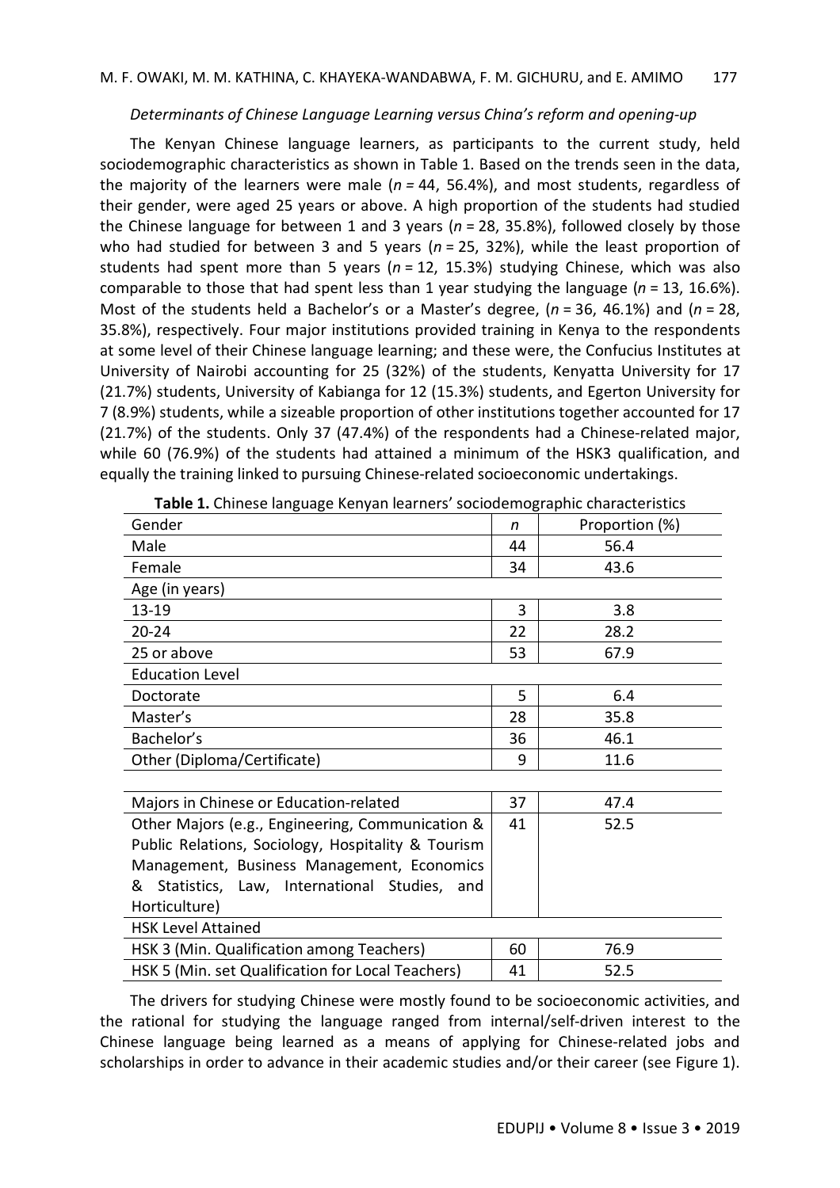*Determinants of Chinese Language Learning versus China's reform and opening-up*

The Kenyan Chinese language learners, as participants to the current study, held sociodemographic characteristics as shown in Table 1. Based on the trends seen in the data, the majority of the learners were male (*n* = 44, 56.4%), and most students, regardless of their gender, were aged 25 years or above. A high proportion of the students had studied the Chinese language for between 1 and 3 years (*n* = 28, 35.8%), followed closely by those who had studied for between 3 and 5 years (*n* = 25, 32%), while the least proportion of students had spent more than 5 years (*n* = 12, 15.3%) studying Chinese, which was also comparable to those that had spent less than 1 year studying the language (*n* = 13, 16.6%). Most of the students held a Bachelor's or a Master's degree, (*n* = 36, 46.1%) and (*n* = 28, 35.8%), respectively. Four major institutions provided training in Kenya to the respondents at some level of their Chinese language learning; and these were, the Confucius Institutes at University of Nairobi accounting for 25 (32%) of the students, Kenyatta University for 17 (21.7%) students, University of Kabianga for 12 (15.3%) students, and Egerton University for 7 (8.9%) students, while a sizeable proportion of other institutions together accounted for 17 (21.7%) of the students. Only 37 (47.4%) of the respondents had a Chinese-related major, while 60 (76.9%) of the students had attained a minimum of the HSK3 qualification, and equally the training linked to pursuing Chinese-related socioeconomic undertakings.

**Table 1.** Chinese language Kenyan learners' sociodemographic characteristics

| Gender | *n* | Proportion (%) |
|---|---|---|
| Male | 44 | 56.4 |
| Female | 34 | 43.6 |
| Age (in years) | | |
| 13-19 | 3 | 3.8 |
| 20-24 | 22 | 28.2 |
| 25 or above | 53 | 67.9 |
| Education Level | | |
| Doctorate | 5 | 6.4 |
| Master's | 28 | 35.8 |
| Bachelor's | 36 | 46.1 |
| Other (Diploma/Certificate) | 9 | 11.6 |
| | | |
| Majors in Chinese or Education-related | 37 | 47.4 |
| Other Majors (e.g., Engineering, Communication & Public Relations, Sociology, Hospitality & Tourism Management, Business Management, Economics & Statistics, Law, International Studies, and Horticulture) | 41 | 52.5 |
| HSK Level Attained | | |
| HSK 3 (Min. Qualification among Teachers) | 60 | 76.9 |
| HSK 5 (Min. set Qualification for Local Teachers) | 41 | 52.5 |

The drivers for studying Chinese were mostly found to be socioeconomic activities, and the rational for studying the language ranged from internal/self-driven interest to the Chinese language being learned as a means of applying for Chinese-related jobs and scholarships in order to advance in their academic studies and/or their career (see Figure 1).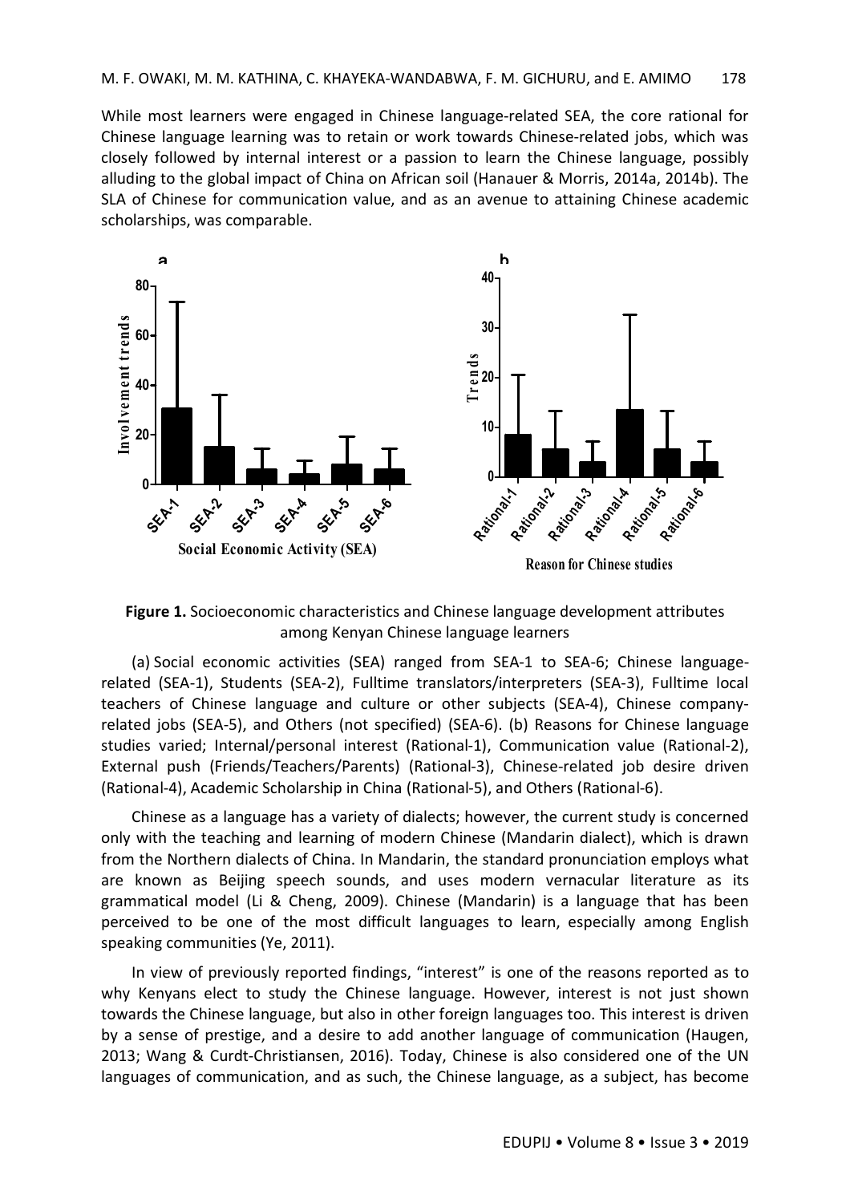While most learners were engaged in Chinese language-related SEA, the core rational for Chinese language learning was to retain or work towards Chinese-related jobs, which was closely followed by internal interest or a passion to learn the Chinese language, possibly alluding to the global impact of China on African soil (Hanauer & Morris, 2014a, 2014b). The SLA of Chinese for communication value, and as an avenue to attaining Chinese academic scholarships, was comparable.

**Figure 1.** Socioeconomic characteristics and Chinese language development attributes among Kenyan Chinese language learners

(a) Social economic activities (SEA) ranged from SEA-1 to SEA-6; Chinese language-related (SEA-1), Students (SEA-2), Fulltime translators/interpreters (SEA-3), Fulltime local teachers of Chinese language and culture or other subjects (SEA-4), Chinese company-related jobs (SEA-5), and Others (not specified) (SEA-6). (b) Reasons for Chinese language studies varied; Internal/personal interest (Rational-1), Communication value (Rational-2), External push (Friends/Teachers/Parents) (Rational-3), Chinese-related job desire driven (Rational-4), Academic Scholarship in China (Rational-5), and Others (Rational-6).

Chinese as a language has a variety of dialects; however, the current study is concerned only with the teaching and learning of modern Chinese (Mandarin dialect), which is drawn from the Northern dialects of China. In Mandarin, the standard pronunciation employs what are known as Beijing speech sounds, and uses modern vernacular literature as its grammatical model (Li & Cheng, 2009). Chinese (Mandarin) is a language that has been perceived to be one of the most difficult languages to learn, especially among English speaking communities (Ye, 2011).

In view of previously reported findings, "interest" is one of the reasons reported as to why Kenyans elect to study the Chinese language. However, interest is not just shown towards the Chinese language, but also in other foreign languages too. This interest is driven by a sense of prestige, and a desire to add another language of communication (Haugen, 2013; Wang & Curdt-Christiansen, 2016). Today, Chinese is also considered one of the UN languages of communication, and as such, the Chinese language, as a subject, has become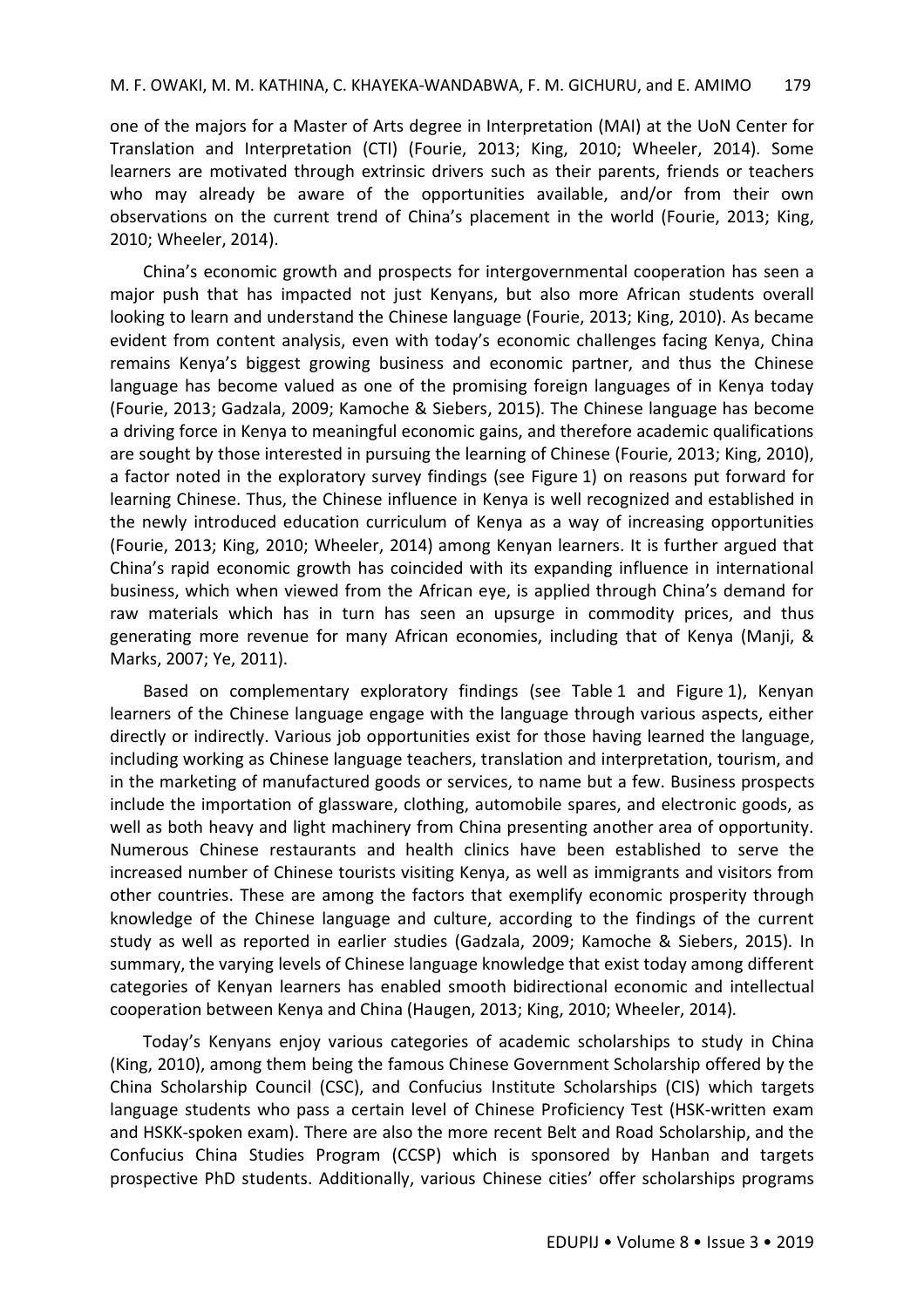one of the majors for a Master of Arts degree in Interpretation (MAI) at the UoN Center for Translation and Interpretation (CTI) (Fourie, 2013; King, 2010; Wheeler, 2014). Some learners are motivated through extrinsic drivers such as their parents, friends or teachers who may already be aware of the opportunities available, and/or from their own observations on the current trend of China's placement in the world (Fourie, 2013; King, 2010; Wheeler, 2014).

China's economic growth and prospects for intergovernmental cooperation has seen a major push that has impacted not just Kenyans, but also more African students overall looking to learn and understand the Chinese language (Fourie, 2013; King, 2010). As became evident from content analysis, even with today's economic challenges facing Kenya, China remains Kenya's biggest growing business and economic partner, and thus the Chinese language has become valued as one of the promising foreign languages of in Kenya today (Fourie, 2013; Gadzala, 2009; Kamoche & Siebers, 2015). The Chinese language has become a driving force in Kenya to meaningful economic gains, and therefore academic qualifications are sought by those interested in pursuing the learning of Chinese (Fourie, 2013; King, 2010), a factor noted in the exploratory survey findings (see Figure 1) on reasons put forward for learning Chinese. Thus, the Chinese influence in Kenya is well recognized and established in the newly introduced education curriculum of Kenya as a way of increasing opportunities (Fourie, 2013; King, 2010; Wheeler, 2014) among Kenyan learners. It is further argued that China's rapid economic growth has coincided with its expanding influence in international business, which when viewed from the African eye, is applied through China's demand for raw materials which has in turn has seen an upsurge in commodity prices, and thus generating more revenue for many African economies, including that of Kenya (Manji, & Marks, 2007; Ye, 2011).

Based on complementary exploratory findings (see Table 1 and Figure 1), Kenyan learners of the Chinese language engage with the language through various aspects, either directly or indirectly. Various job opportunities exist for those having learned the language, including working as Chinese language teachers, translation and interpretation, tourism, and in the marketing of manufactured goods or services, to name but a few. Business prospects include the importation of glassware, clothing, automobile spares, and electronic goods, as well as both heavy and light machinery from China presenting another area of opportunity. Numerous Chinese restaurants and health clinics have been established to serve the increased number of Chinese tourists visiting Kenya, as well as immigrants and visitors from other countries. These are among the factors that exemplify economic prosperity through knowledge of the Chinese language and culture, according to the findings of the current study as well as reported in earlier studies (Gadzala, 2009; Kamoche & Siebers, 2015). In summary, the varying levels of Chinese language knowledge that exist today among different categories of Kenyan learners has enabled smooth bidirectional economic and intellectual cooperation between Kenya and China (Haugen, 2013; King, 2010; Wheeler, 2014).

Today's Kenyans enjoy various categories of academic scholarships to study in China (King, 2010), among them being the famous Chinese Government Scholarship offered by the China Scholarship Council (CSC), and Confucius Institute Scholarships (CIS) which targets language students who pass a certain level of Chinese Proficiency Test (HSK-written exam and HSKK-spoken exam). There are also the more recent Belt and Road Scholarship, and the Confucius China Studies Program (CCSP) which is sponsored by Hanban and targets prospective PhD students. Additionally, various Chinese cities' offer scholarships programs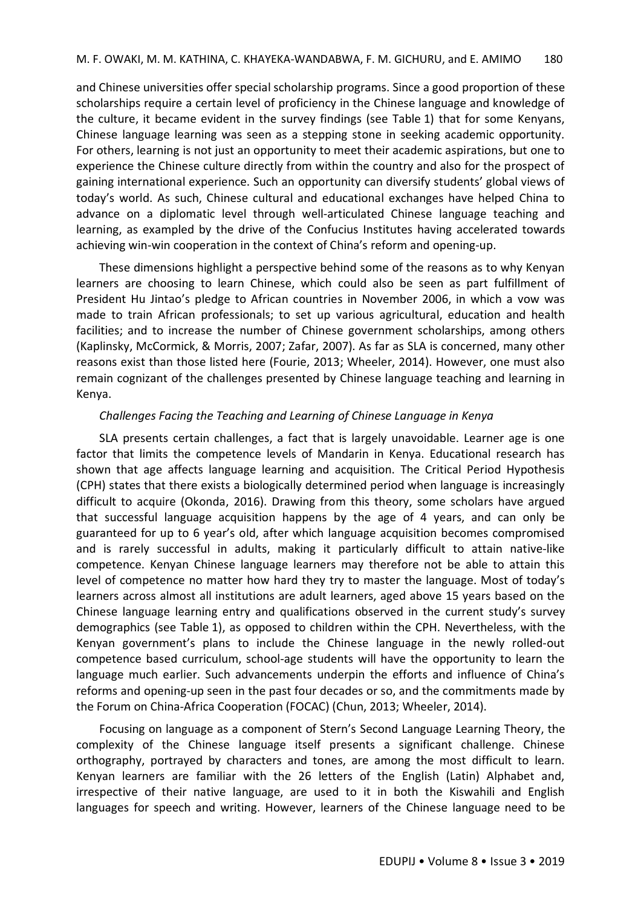and Chinese universities offer special scholarship programs. Since a good proportion of these scholarships require a certain level of proficiency in the Chinese language and knowledge of the culture, it became evident in the survey findings (see Table 1) that for some Kenyans, Chinese language learning was seen as a stepping stone in seeking academic opportunity. For others, learning is not just an opportunity to meet their academic aspirations, but one to experience the Chinese culture directly from within the country and also for the prospect of gaining international experience. Such an opportunity can diversify students' global views of today's world. As such, Chinese cultural and educational exchanges have helped China to advance on a diplomatic level through well-articulated Chinese language teaching and learning, as exampled by the drive of the Confucius Institutes having accelerated towards achieving win-win cooperation in the context of China's reform and opening-up.

These dimensions highlight a perspective behind some of the reasons as to why Kenyan learners are choosing to learn Chinese, which could also be seen as part fulfillment of President Hu Jintao's pledge to African countries in November 2006, in which a vow was made to train African professionals; to set up various agricultural, education and health facilities; and to increase the number of Chinese government scholarships, among others (Kaplinsky, McCormick, & Morris, 2007; Zafar, 2007). As far as SLA is concerned, many other reasons exist than those listed here (Fourie, 2013; Wheeler, 2014). However, one must also remain cognizant of the challenges presented by Chinese language teaching and learning in Kenya.

*Challenges Facing the Teaching and Learning of Chinese Language in Kenya*

SLA presents certain challenges, a fact that is largely unavoidable. Learner age is one factor that limits the competence levels of Mandarin in Kenya. Educational research has shown that age affects language learning and acquisition. The Critical Period Hypothesis (CPH) states that there exists a biologically determined period when language is increasingly difficult to acquire (Okonda, 2016). Drawing from this theory, some scholars have argued that successful language acquisition happens by the age of 4 years, and can only be guaranteed for up to 6 year's old, after which language acquisition becomes compromised and is rarely successful in adults, making it particularly difficult to attain native-like competence. Kenyan Chinese language learners may therefore not be able to attain this level of competence no matter how hard they try to master the language. Most of today's learners across almost all institutions are adult learners, aged above 15 years based on the Chinese language learning entry and qualifications observed in the current study's survey demographics (see Table 1), as opposed to children within the CPH. Nevertheless, with the Kenyan government's plans to include the Chinese language in the newly rolled-out competence based curriculum, school-age students will have the opportunity to learn the language much earlier. Such advancements underpin the efforts and influence of China's reforms and opening-up seen in the past four decades or so, and the commitments made by the Forum on China-Africa Cooperation (FOCAC) (Chun, 2013; Wheeler, 2014).

Focusing on language as a component of Stern's Second Language Learning Theory, the complexity of the Chinese language itself presents a significant challenge. Chinese orthography, portrayed by characters and tones, are among the most difficult to learn. Kenyan learners are familiar with the 26 letters of the English (Latin) Alphabet and, irrespective of their native language, are used to it in both the Kiswahili and English languages for speech and writing. However, learners of the Chinese language need to be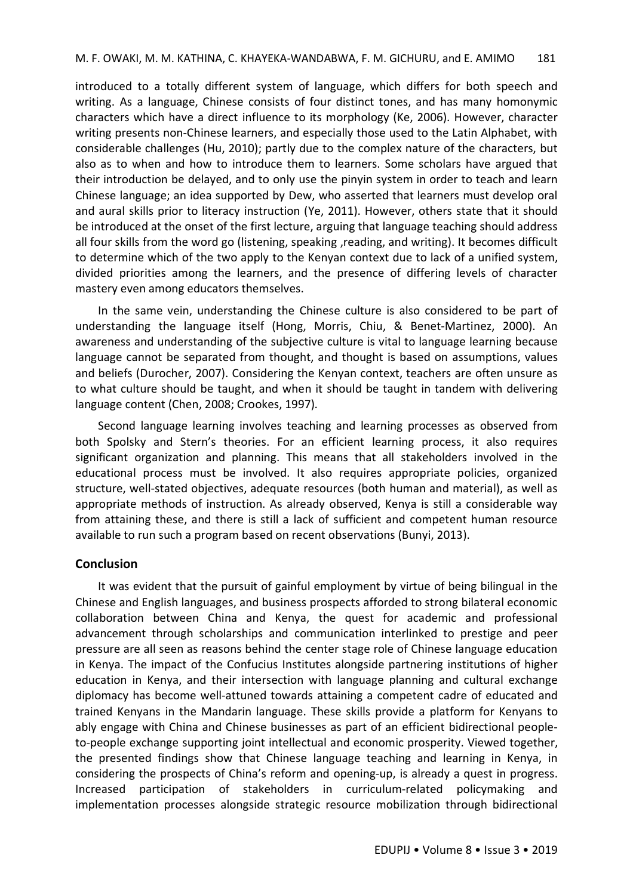introduced to a totally different system of language, which differs for both speech and writing. As a language, Chinese consists of four distinct tones, and has many homonymic characters which have a direct influence to its morphology (Ke, 2006). However, character writing presents non-Chinese learners, and especially those used to the Latin Alphabet, with considerable challenges (Hu, 2010); partly due to the complex nature of the characters, but also as to when and how to introduce them to learners. Some scholars have argued that their introduction be delayed, and to only use the pinyin system in order to teach and learn Chinese language; an idea supported by Dew, who asserted that learners must develop oral and aural skills prior to literacy instruction (Ye, 2011). However, others state that it should be introduced at the onset of the first lecture, arguing that language teaching should address all four skills from the word go (listening, speaking ,reading, and writing). It becomes difficult to determine which of the two apply to the Kenyan context due to lack of a unified system, divided priorities among the learners, and the presence of differing levels of character mastery even among educators themselves.

In the same vein, understanding the Chinese culture is also considered to be part of understanding the language itself (Hong, Morris, Chiu, & Benet-Martinez, 2000). An awareness and understanding of the subjective culture is vital to language learning because language cannot be separated from thought, and thought is based on assumptions, values and beliefs (Durocher, 2007). Considering the Kenyan context, teachers are often unsure as to what culture should be taught, and when it should be taught in tandem with delivering language content (Chen, 2008; Crookes, 1997).

Second language learning involves teaching and learning processes as observed from both Spolsky and Stern's theories. For an efficient learning process, it also requires significant organization and planning. This means that all stakeholders involved in the educational process must be involved. It also requires appropriate policies, organized structure, well-stated objectives, adequate resources (both human and material), as well as appropriate methods of instruction. As already observed, Kenya is still a considerable way from attaining these, and there is still a lack of sufficient and competent human resource available to run such a program based on recent observations (Bunyi, 2013).

## Conclusion

It was evident that the pursuit of gainful employment by virtue of being bilingual in the Chinese and English languages, and business prospects afforded to strong bilateral economic collaboration between China and Kenya, the quest for academic and professional advancement through scholarships and communication interlinked to prestige and peer pressure are all seen as reasons behind the center stage role of Chinese language education in Kenya. The impact of the Confucius Institutes alongside partnering institutions of higher education in Kenya, and their intersection with language planning and cultural exchange diplomacy has become well-attuned towards attaining a competent cadre of educated and trained Kenyans in the Mandarin language. These skills provide a platform for Kenyans to ably engage with China and Chinese businesses as part of an efficient bidirectional people-to-people exchange supporting joint intellectual and economic prosperity. Viewed together, the presented findings show that Chinese language teaching and learning in Kenya, in considering the prospects of China's reform and opening-up, is already a quest in progress. Increased participation of stakeholders in curriculum-related policymaking and implementation processes alongside strategic resource mobilization through bidirectional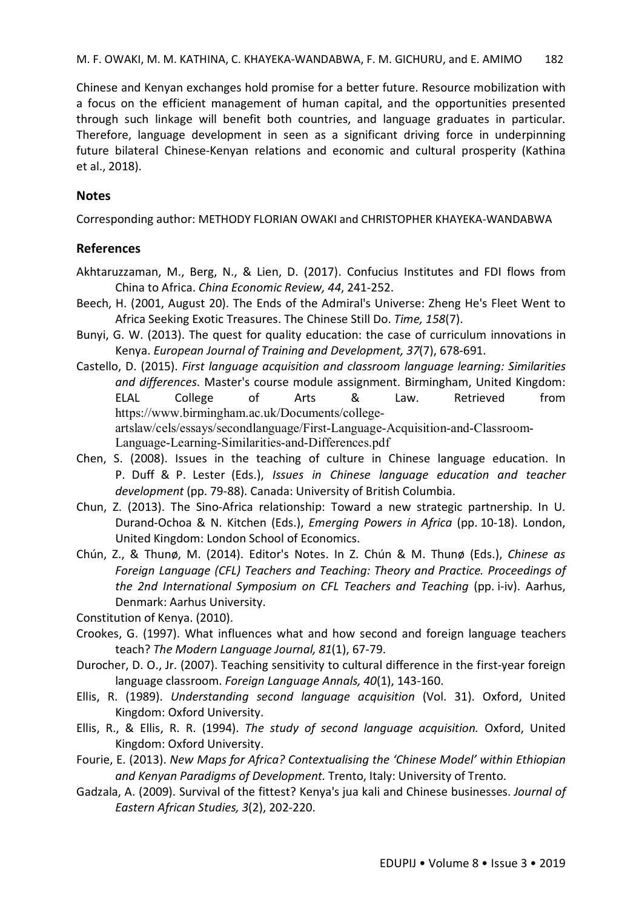Chinese and Kenyan exchanges hold promise for a better future. Resource mobilization with a focus on the efficient management of human capital, and the opportunities presented through such linkage will benefit both countries, and language graduates in particular. Therefore, language development in seen as a significant driving force in underpinning future bilateral Chinese-Kenyan relations and economic and cultural prosperity (Kathina et al., 2018).

## Notes

Corresponding author: METHODY FLORIAN OWAKI and CHRISTOPHER KHAYEKA-WANDABWA

## References

Akhtaruzzaman, M., Berg, N., & Lien, D. (2017). Confucius Institutes and FDI flows from China to Africa. *China Economic Review, 44*, 241-252.

Beech, H. (2001, August 20). The Ends of the Admiral's Universe: Zheng He's Fleet Went to Africa Seeking Exotic Treasures. The Chinese Still Do. *Time, 158*(7).

Bunyi, G. W. (2013). The quest for quality education: the case of curriculum innovations in Kenya. *European Journal of Training and Development, 37*(7), 678-691.

Castello, D. (2015). *First language acquisition and classroom language learning: Similarities and differences*. Master's course module assignment. Birmingham, United Kingdom: ELAL College of Arts & Law. Retrieved from https://www.birmingham.ac.uk/Documents/college-artslaw/cels/essays/secondlanguage/First-Language-Acquisition-and-Classroom-Language-Learning-Similarities-and-Differences.pdf

Chen, S. (2008). Issues in the teaching of culture in Chinese language education. In P. Duff & P. Lester (Eds.), *Issues in Chinese language education and teacher development* (pp. 79-88). Canada: University of British Columbia.

Chun, Z. (2013). The Sino-Africa relationship: Toward a new strategic partnership. In U. Durand-Ochoa & N. Kitchen (Eds.), *Emerging Powers in Africa* (pp. 10-18). London, United Kingdom: London School of Economics.

Chún, Z., & Thunø, M. (2014). Editor's Notes. In Z. Chún & M. Thunø (Eds.), *Chinese as Foreign Language (CFL) Teachers and Teaching: Theory and Practice. Proceedings of the 2nd International Symposium on CFL Teachers and Teaching* (pp. i-iv). Aarhus, Denmark: Aarhus University.

Constitution of Kenya. (2010).

Crookes, G. (1997). What influences what and how second and foreign language teachers teach? *The Modern Language Journal, 81*(1), 67-79.

Durocher, D. O., Jr. (2007). Teaching sensitivity to cultural difference in the first-year foreign language classroom. *Foreign Language Annals, 40*(1), 143-160.

Ellis, R. (1989). *Understanding second language acquisition* (Vol. 31). Oxford, United Kingdom: Oxford University.

Ellis, R., & Ellis, R. R. (1994). *The study of second language acquisition.* Oxford, United Kingdom: Oxford University.

Fourie, E. (2013). *New Maps for Africa? Contextualising the 'Chinese Model' within Ethiopian and Kenyan Paradigms of Development.* Trento, Italy: University of Trento.

Gadzala, A. (2009). Survival of the fittest? Kenya's jua kali and Chinese businesses. *Journal of Eastern African Studies, 3*(2), 202-220.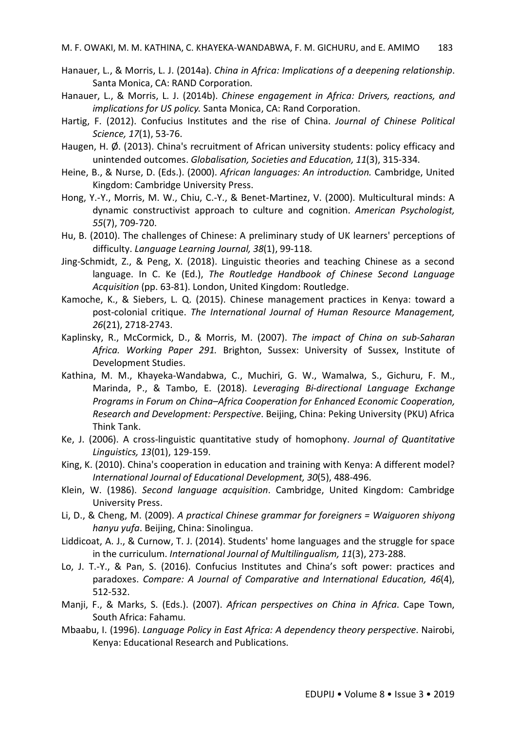Hanauer, L., & Morris, L. J. (2014a). *China in Africa: Implications of a deepening relationship*. Santa Monica, CA: RAND Corporation.

Hanauer, L., & Morris, L. J. (2014b). *Chinese engagement in Africa: Drivers, reactions, and implications for US policy.* Santa Monica, CA: Rand Corporation.

Hartig, F. (2012). Confucius Institutes and the rise of China. *Journal of Chinese Political Science, 17*(1), 53-76.

Haugen, H. Ø. (2013). China's recruitment of African university students: policy efficacy and unintended outcomes. *Globalisation, Societies and Education, 11*(3), 315-334.

Heine, B., & Nurse, D. (Eds.). (2000). *African languages: An introduction.* Cambridge, United Kingdom: Cambridge University Press.

Hong, Y.-Y., Morris, M. W., Chiu, C.-Y., & Benet-Martinez, V. (2000). Multicultural minds: A dynamic constructivist approach to culture and cognition. *American Psychologist, 55*(7), 709-720.

Hu, B. (2010). The challenges of Chinese: A preliminary study of UK learners' perceptions of difficulty. *Language Learning Journal, 38*(1), 99-118.

Jing-Schmidt, Z., & Peng, X. (2018). Linguistic theories and teaching Chinese as a second language. In C. Ke (Ed.), *The Routledge Handbook of Chinese Second Language Acquisition* (pp. 63-81). London, United Kingdom: Routledge.

Kamoche, K., & Siebers, L. Q. (2015). Chinese management practices in Kenya: toward a post-colonial critique. *The International Journal of Human Resource Management, 26*(21), 2718-2743.

Kaplinsky, R., McCormick, D., & Morris, M. (2007). *The impact of China on sub-Saharan Africa. Working Paper 291.* Brighton, Sussex: University of Sussex, Institute of Development Studies.

Kathina, M. M., Khayeka-Wandabwa, C., Muchiri, G. W., Wamalwa, S., Gichuru, F. M., Marinda, P., & Tambo, E. (2018). *Leveraging Bi-directional Language Exchange Programs in Forum on China–Africa Cooperation for Enhanced Economic Cooperation, Research and Development: Perspective*. Beijing, China: Peking University (PKU) Africa Think Tank.

Ke, J. (2006). A cross-linguistic quantitative study of homophony. *Journal of Quantitative Linguistics, 13*(01), 129-159.

King, K. (2010). China's cooperation in education and training with Kenya: A different model? *International Journal of Educational Development, 30*(5), 488-496.

Klein, W. (1986). *Second language acquisition*. Cambridge, United Kingdom: Cambridge University Press.

Li, D., & Cheng, M. (2009). *A practical Chinese grammar for foreigners = Waiguoren shiyong hanyu yufa*. Beijing, China: Sinolingua.

Liddicoat, A. J., & Curnow, T. J. (2014). Students' home languages and the struggle for space in the curriculum. *International Journal of Multilingualism, 11*(3), 273-288.

Lo, J. T.-Y., & Pan, S. (2016). Confucius Institutes and China's soft power: practices and paradoxes. *Compare: A Journal of Comparative and International Education, 46*(4), 512-532.

Manji, F., & Marks, S. (Eds.). (2007). *African perspectives on China in Africa*. Cape Town, South Africa: Fahamu.

Mbaabu, I. (1996). *Language Policy in East Africa: A dependency theory perspective*. Nairobi, Kenya: Educational Research and Publications.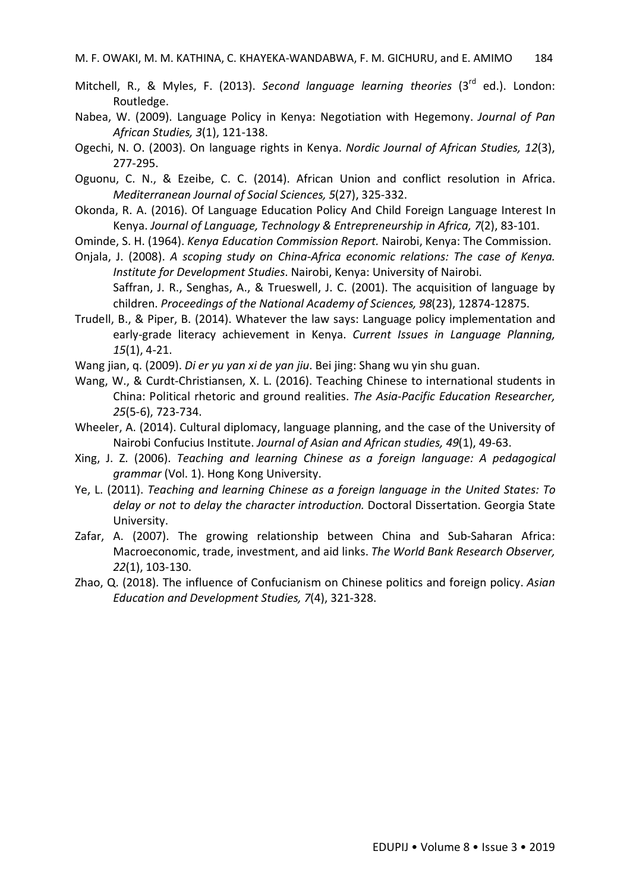Mitchell, R., & Myles, F. (2013). *Second language learning theories* (3rd ed.). London: Routledge.

Nabea, W. (2009). Language Policy in Kenya: Negotiation with Hegemony. *Journal of Pan African Studies, 3*(1), 121-138.

Ogechi, N. O. (2003). On language rights in Kenya. *Nordic Journal of African Studies, 12*(3), 277-295.

Oguonu, C. N., & Ezeibe, C. C. (2014). African Union and conflict resolution in Africa. *Mediterranean Journal of Social Sciences, 5*(27), 325-332.

Okonda, R. A. (2016). Of Language Education Policy And Child Foreign Language Interest In Kenya. *Journal of Language, Technology & Entrepreneurship in Africa, 7*(2), 83-101.

Ominde, S. H. (1964). *Kenya Education Commission Report.* Nairobi, Kenya: The Commission.

Onjala, J. (2008). *A scoping study on China-Africa economic relations: The case of Kenya. Institute for Development Studies*. Nairobi, Kenya: University of Nairobi.

Saffran, J. R., Senghas, A., & Trueswell, J. C. (2001). The acquisition of language by children. *Proceedings of the National Academy of Sciences, 98*(23), 12874-12875.

Trudell, B., & Piper, B. (2014). Whatever the law says: Language policy implementation and early-grade literacy achievement in Kenya. *Current Issues in Language Planning, 15*(1), 4-21.

Wang jian, q. (2009). *Di er yu yan xi de yan jiu*. Bei jing: Shang wu yin shu guan.

Wang, W., & Curdt-Christiansen, X. L. (2016). Teaching Chinese to international students in China: Political rhetoric and ground realities. *The Asia-Pacific Education Researcher, 25*(5-6), 723-734.

Wheeler, A. (2014). Cultural diplomacy, language planning, and the case of the University of Nairobi Confucius Institute. *Journal of Asian and African studies, 49*(1), 49-63.

Xing, J. Z. (2006). *Teaching and learning Chinese as a foreign language: A pedagogical grammar* (Vol. 1). Hong Kong University.

Ye, L. (2011). *Teaching and learning Chinese as a foreign language in the United States: To delay or not to delay the character introduction.* Doctoral Dissertation. Georgia State University.

Zafar, A. (2007). The growing relationship between China and Sub-Saharan Africa: Macroeconomic, trade, investment, and aid links. *The World Bank Research Observer, 22*(1), 103-130.

Zhao, Q. (2018). The influence of Confucianism on Chinese politics and foreign policy. *Asian Education and Development Studies, 7*(4), 321-328.